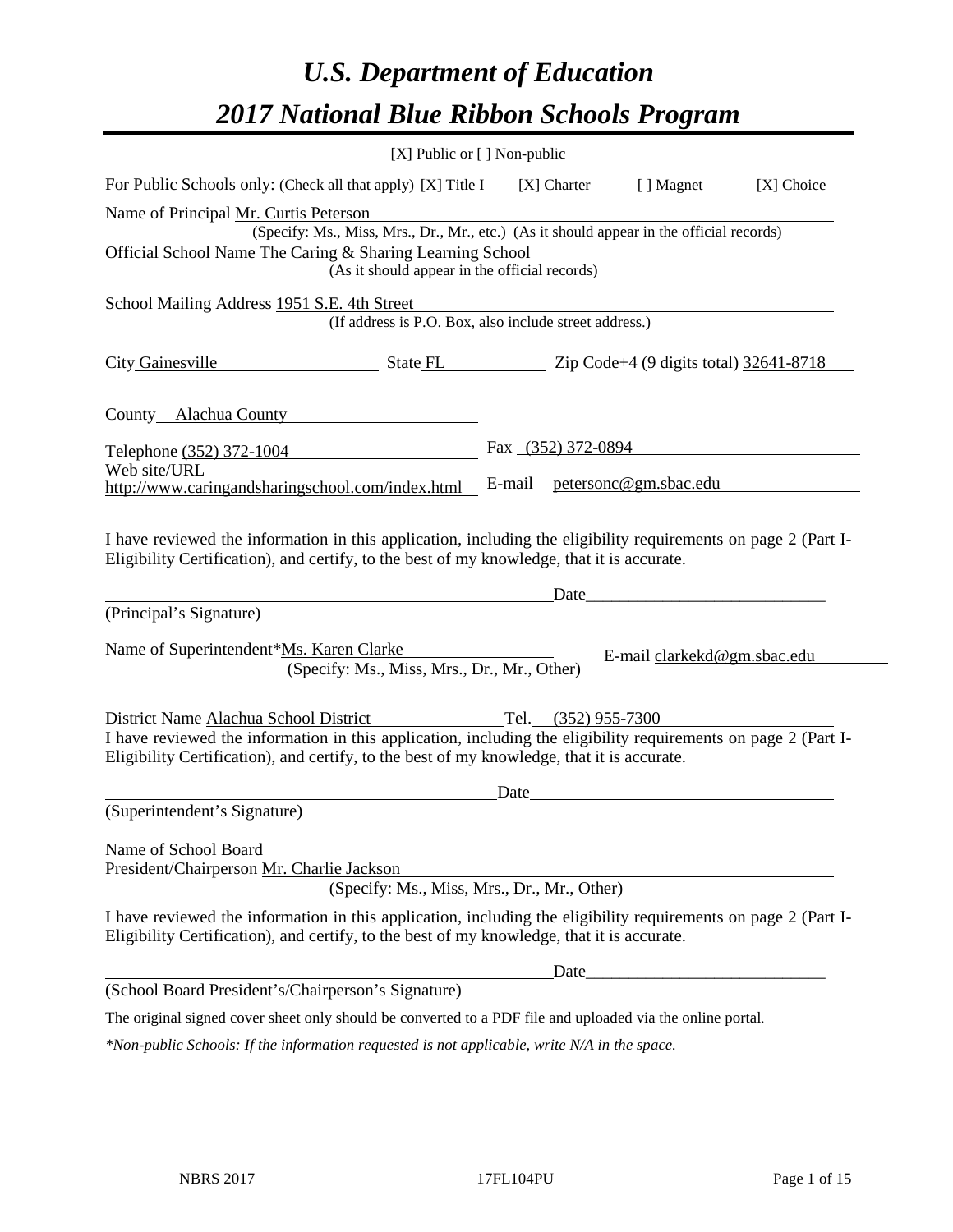// U.S. Department of Education
# *U.S. Department of Education*
# *2017 National Blue Ribbon Schools Program*

[X] Public or [ ] Non-public

For Public Schools only: (Check all that apply) [X] Title I [X] Charter [ ] Magnet [X] Choice

Name of Principal Mr. Curtis Peterson
(Specify: Ms., Miss, Mrs., Dr., Mr., etc.) (As it should appear in the official records)

Official School Name The Caring & Sharing Learning School
(As it should appear in the official records)

School Mailing Address 1951 S.E. 4th Street
(If address is P.O. Box, also include street address.)

City Gainesville State FL Zip Code+4 (9 digits total) 32641-8718

County Alachua County

Telephone (352) 372-1004 Fax (352) 372-0894

Web site/URL http://www.caringandsharingschool.com/index.html E-mail petersonc@gm.sbac.edu

I have reviewed the information in this application, including the eligibility requirements on page 2 (Part I-Eligibility Certification), and certify, to the best of my knowledge, that it is accurate.

_____________________________________________ Date_____________________________
(Principal's Signature)

Name of Superintendent*Ms. Karen Clarke E-mail clarkekd@gm.sbac.edu
(Specify: Ms., Miss, Mrs., Dr., Mr., Other)

District Name Alachua School District Tel. (352) 955-7300

I have reviewed the information in this application, including the eligibility requirements on page 2 (Part I-Eligibility Certification), and certify, to the best of my knowledge, that it is accurate.

_____________________________________________ Date_____________________________
(Superintendent's Signature)

Name of School Board
President/Chairperson Mr. Charlie Jackson
(Specify: Ms., Miss, Mrs., Dr., Mr., Other)

I have reviewed the information in this application, including the eligibility requirements on page 2 (Part I-Eligibility Certification), and certify, to the best of my knowledge, that it is accurate.

_____________________________________________ Date_____________________________
(School Board President's/Chairperson's Signature)

The original signed cover sheet only should be converted to a PDF file and uploaded via the online portal.

*\*Non-public Schools: If the information requested is not applicable, write N/A in the space.*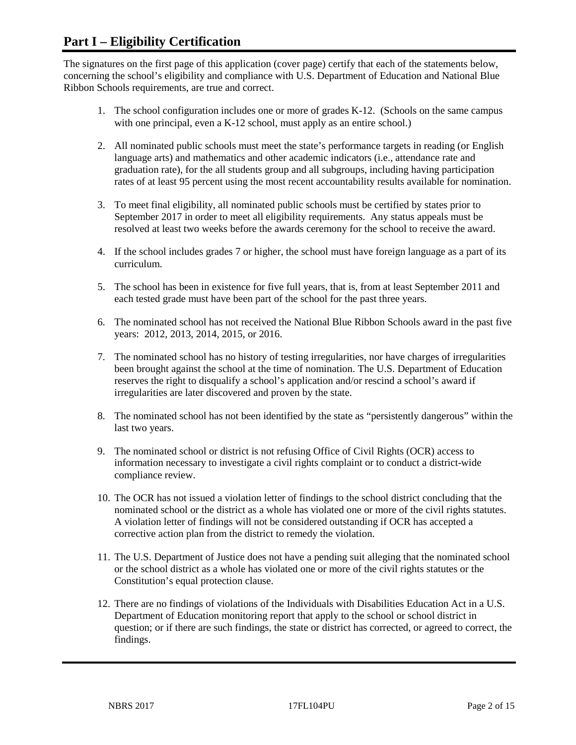# Part I – Eligibility Certification

The signatures on the first page of this application (cover page) certify that each of the statements below, concerning the school's eligibility and compliance with U.S. Department of Education and National Blue Ribbon Schools requirements, are true and correct.

1. The school configuration includes one or more of grades K-12. (Schools on the same campus with one principal, even a K-12 school, must apply as an entire school.)
2. All nominated public schools must meet the state's performance targets in reading (or English language arts) and mathematics and other academic indicators (i.e., attendance rate and graduation rate), for the all students group and all subgroups, including having participation rates of at least 95 percent using the most recent accountability results available for nomination.
3. To meet final eligibility, all nominated public schools must be certified by states prior to September 2017 in order to meet all eligibility requirements. Any status appeals must be resolved at least two weeks before the awards ceremony for the school to receive the award.
4. If the school includes grades 7 or higher, the school must have foreign language as a part of its curriculum.
5. The school has been in existence for five full years, that is, from at least September 2011 and each tested grade must have been part of the school for the past three years.
6. The nominated school has not received the National Blue Ribbon Schools award in the past five years: 2012, 2013, 2014, 2015, or 2016.
7. The nominated school has no history of testing irregularities, nor have charges of irregularities been brought against the school at the time of nomination. The U.S. Department of Education reserves the right to disqualify a school's application and/or rescind a school's award if irregularities are later discovered and proven by the state.
8. The nominated school has not been identified by the state as "persistently dangerous" within the last two years.
9. The nominated school or district is not refusing Office of Civil Rights (OCR) access to information necessary to investigate a civil rights complaint or to conduct a district-wide compliance review.
10. The OCR has not issued a violation letter of findings to the school district concluding that the nominated school or the district as a whole has violated one or more of the civil rights statutes. A violation letter of findings will not be considered outstanding if OCR has accepted a corrective action plan from the district to remedy the violation.
11. The U.S. Department of Justice does not have a pending suit alleging that the nominated school or the school district as a whole has violated one or more of the civil rights statutes or the Constitution's equal protection clause.
12. There are no findings of violations of the Individuals with Disabilities Education Act in a U.S. Department of Education monitoring report that apply to the school or school district in question; or if there are such findings, the state or district has corrected, or agreed to correct, the findings.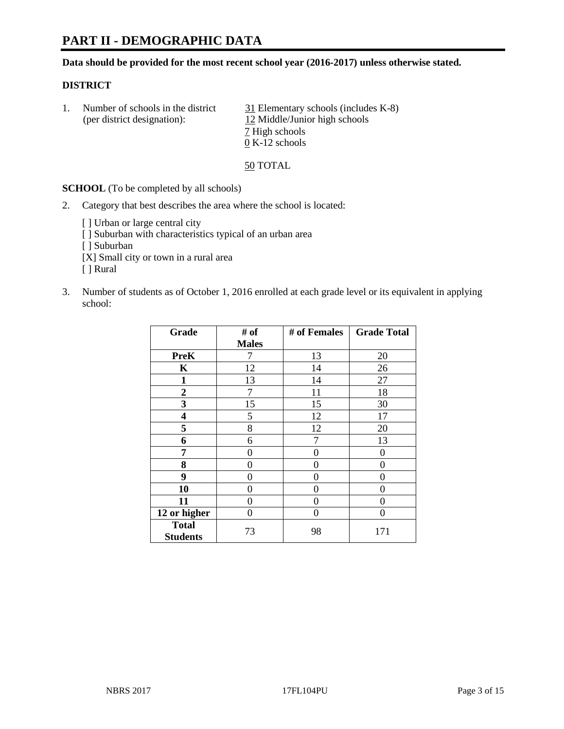# PART II - DEMOGRAPHIC DATA

**Data should be provided for the most recent school year (2016-2017) unless otherwise stated.**

## DISTRICT

1. Number of schools in the district (per district designation):
   31 Elementary schools (includes K-8)
   12 Middle/Junior high schools
   7 High schools
   0 K-12 schools

   50 TOTAL

**SCHOOL** (To be completed by all schools)

2. Category that best describes the area where the school is located:

   [ ] Urban or large central city
   [ ] Suburban with characteristics typical of an urban area
   [ ] Suburban
   [X] Small city or town in a rural area
   [ ] Rural

3. Number of students as of October 1, 2016 enrolled at each grade level or its equivalent in applying school:

| Grade | # of Males | # of Females | Grade Total |
|---|---|---|---|
| PreK | 7 | 13 | 20 |
| K | 12 | 14 | 26 |
| 1 | 13 | 14 | 27 |
| 2 | 7 | 11 | 18 |
| 3 | 15 | 15 | 30 |
| 4 | 5 | 12 | 17 |
| 5 | 8 | 12 | 20 |
| 6 | 6 | 7 | 13 |
| 7 | 0 | 0 | 0 |
| 8 | 0 | 0 | 0 |
| 9 | 0 | 0 | 0 |
| 10 | 0 | 0 | 0 |
| 11 | 0 | 0 | 0 |
| 12 or higher | 0 | 0 | 0 |
| Total Students | 73 | 98 | 171 |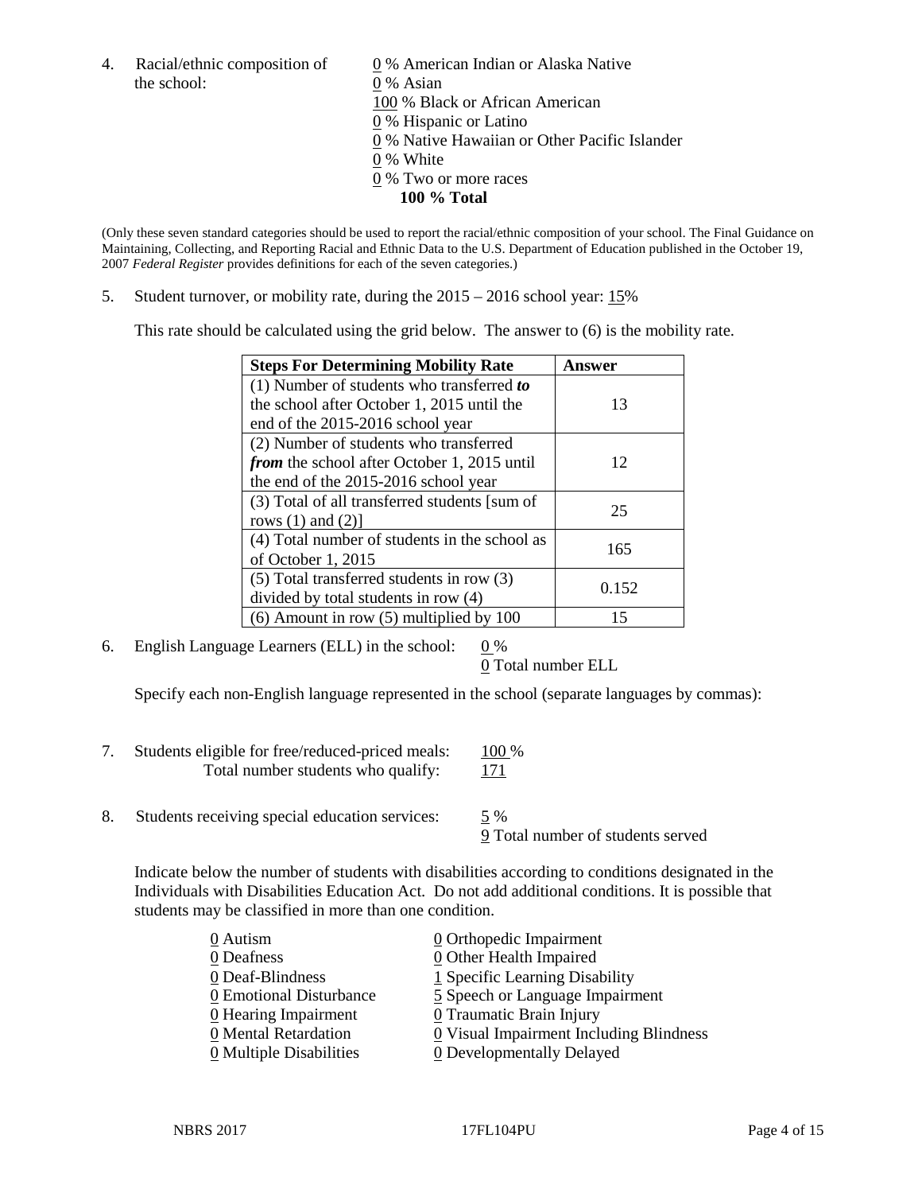4. Racial/ethnic composition of the school:

0 % American Indian or Alaska Native
0 % Asian
100 % Black or African American
0 % Hispanic or Latino
0 % Native Hawaiian or Other Pacific Islander
0 % White
0 % Two or more races
**100 % Total**

(Only these seven standard categories should be used to report the racial/ethnic composition of your school. The Final Guidance on Maintaining, Collecting, and Reporting Racial and Ethnic Data to the U.S. Department of Education published in the October 19, 2007 *Federal Register* provides definitions for each of the seven categories.)

5. Student turnover, or mobility rate, during the 2015 – 2016 school year: 15%

This rate should be calculated using the grid below. The answer to (6) is the mobility rate.

| **Steps For Determining Mobility Rate** | **Answer** |
|---|---|
| (1) Number of students who transferred ***to*** the school after October 1, 2015 until the end of the 2015-2016 school year | 13 |
| (2) Number of students who transferred ***from*** the school after October 1, 2015 until the end of the 2015-2016 school year | 12 |
| (3) Total of all transferred students [sum of rows (1) and (2)] | 25 |
| (4) Total number of students in the school as of October 1, 2015 | 165 |
| (5) Total transferred students in row (3) divided by total students in row (4) | 0.152 |
| (6) Amount in row (5) multiplied by 100 | 15 |

6. English Language Learners (ELL) in the school: 0 %
0 Total number ELL

Specify each non-English language represented in the school (separate languages by commas):

7. Students eligible for free/reduced-priced meals: 100 %
Total number students who qualify: 171

8. Students receiving special education services: 5 %
9 Total number of students served

Indicate below the number of students with disabilities according to conditions designated in the Individuals with Disabilities Education Act. Do not add additional conditions. It is possible that students may be classified in more than one condition.

| | |
|---|---|
| 0 Autism | 0 Orthopedic Impairment |
| 0 Deafness | 0 Other Health Impaired |
| 0 Deaf-Blindness | 1 Specific Learning Disability |
| 0 Emotional Disturbance | 5 Speech or Language Impairment |
| 0 Hearing Impairment | 0 Traumatic Brain Injury |
| 0 Mental Retardation | 0 Visual Impairment Including Blindness |
| 0 Multiple Disabilities | 0 Developmentally Delayed |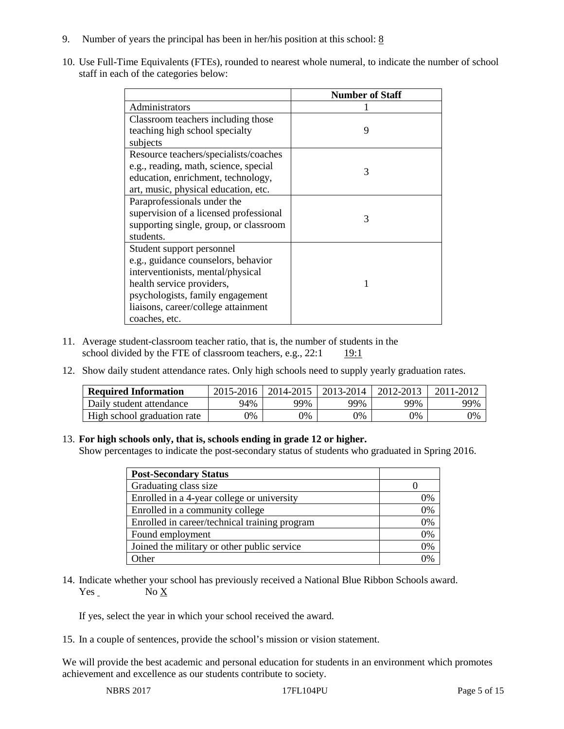9. Number of years the principal has been in her/his position at this school: 8

10. Use Full-Time Equivalents (FTEs), rounded to nearest whole numeral, to indicate the number of school staff in each of the categories below:

| | Number of Staff |
|---|---|
| Administrators | 1 |
| Classroom teachers including those teaching high school specialty subjects | 9 |
| Resource teachers/specialists/coaches e.g., reading, math, science, special education, enrichment, technology, art, music, physical education, etc. | 3 |
| Paraprofessionals under the supervision of a licensed professional supporting single, group, or classroom students. | 3 |
| Student support personnel e.g., guidance counselors, behavior interventionists, mental/physical health service providers, psychologists, family engagement liaisons, career/college attainment coaches, etc. | 1 |

11. Average student-classroom teacher ratio, that is, the number of students in the school divided by the FTE of classroom teachers, e.g., 22:1 19:1

12. Show daily student attendance rates. Only high schools need to supply yearly graduation rates.

| Required Information | 2015-2016 | 2014-2015 | 2013-2014 | 2012-2013 | 2011-2012 |
|---|---|---|---|---|---|
| Daily student attendance | 94% | 99% | 99% | 99% | 99% |
| High school graduation rate | 0% | 0% | 0% | 0% | 0% |

13. **For high schools only, that is, schools ending in grade 12 or higher.**
Show percentages to indicate the post-secondary status of students who graduated in Spring 2016.

| Post-Secondary Status | |
|---|---|
| Graduating class size | 0 |
| Enrolled in a 4-year college or university | 0% |
| Enrolled in a community college | 0% |
| Enrolled in career/technical training program | 0% |
| Found employment | 0% |
| Joined the military or other public service | 0% |
| Other | 0% |

14. Indicate whether your school has previously received a National Blue Ribbon Schools award.
Yes No X

If yes, select the year in which your school received the award.

15. In a couple of sentences, provide the school's mission or vision statement.

We will provide the best academic and personal education for students in an environment which promotes achievement and excellence as our students contribute to society.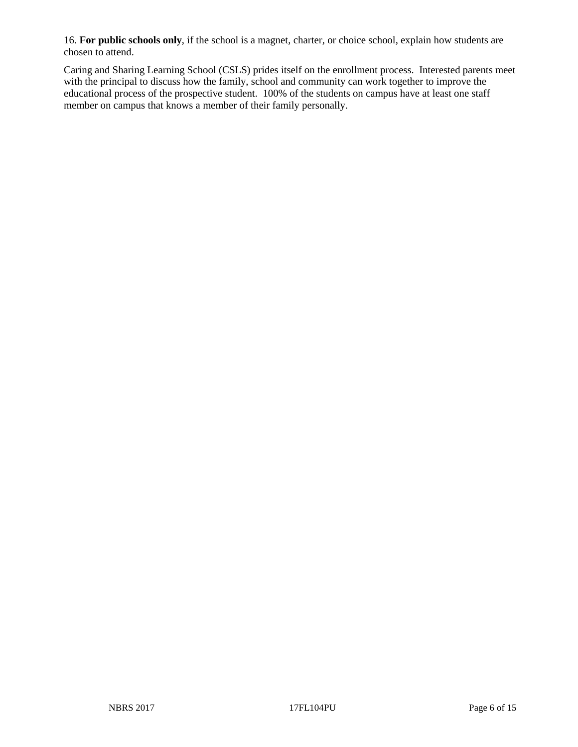16. **For public schools only**, if the school is a magnet, charter, or choice school, explain how students are chosen to attend.

Caring and Sharing Learning School (CSLS) prides itself on the enrollment process. Interested parents meet with the principal to discuss how the family, school and community can work together to improve the educational process of the prospective student. 100% of the students on campus have at least one staff member on campus that knows a member of their family personally.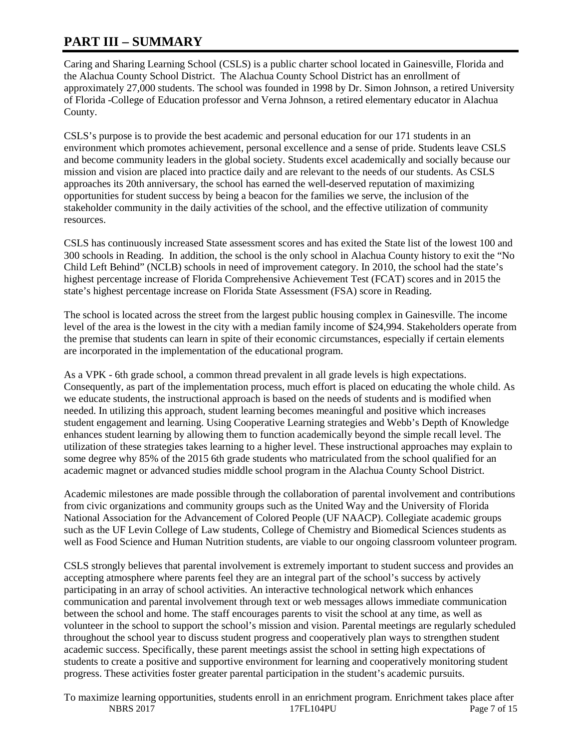# PART III – SUMMARY

Caring and Sharing Learning School (CSLS) is a public charter school located in Gainesville, Florida and the Alachua County School District. The Alachua County School District has an enrollment of approximately 27,000 students. The school was founded in 1998 by Dr. Simon Johnson, a retired University of Florida -College of Education professor and Verna Johnson, a retired elementary educator in Alachua County.

CSLS's purpose is to provide the best academic and personal education for our 171 students in an environment which promotes achievement, personal excellence and a sense of pride. Students leave CSLS and become community leaders in the global society. Students excel academically and socially because our mission and vision are placed into practice daily and are relevant to the needs of our students. As CSLS approaches its 20th anniversary, the school has earned the well-deserved reputation of maximizing opportunities for student success by being a beacon for the families we serve, the inclusion of the stakeholder community in the daily activities of the school, and the effective utilization of community resources.

CSLS has continuously increased State assessment scores and has exited the State list of the lowest 100 and 300 schools in Reading. In addition, the school is the only school in Alachua County history to exit the "No Child Left Behind" (NCLB) schools in need of improvement category. In 2010, the school had the state's highest percentage increase of Florida Comprehensive Achievement Test (FCAT) scores and in 2015 the state's highest percentage increase on Florida State Assessment (FSA) score in Reading.

The school is located across the street from the largest public housing complex in Gainesville. The income level of the area is the lowest in the city with a median family income of $24,994. Stakeholders operate from the premise that students can learn in spite of their economic circumstances, especially if certain elements are incorporated in the implementation of the educational program.

As a VPK - 6th grade school, a common thread prevalent in all grade levels is high expectations. Consequently, as part of the implementation process, much effort is placed on educating the whole child. As we educate students, the instructional approach is based on the needs of students and is modified when needed. In utilizing this approach, student learning becomes meaningful and positive which increases student engagement and learning. Using Cooperative Learning strategies and Webb's Depth of Knowledge enhances student learning by allowing them to function academically beyond the simple recall level. The utilization of these strategies takes learning to a higher level. These instructional approaches may explain to some degree why 85% of the 2015 6th grade students who matriculated from the school qualified for an academic magnet or advanced studies middle school program in the Alachua County School District.

Academic milestones are made possible through the collaboration of parental involvement and contributions from civic organizations and community groups such as the United Way and the University of Florida National Association for the Advancement of Colored People (UF NAACP). Collegiate academic groups such as the UF Levin College of Law students, College of Chemistry and Biomedical Sciences students as well as Food Science and Human Nutrition students, are viable to our ongoing classroom volunteer program.

CSLS strongly believes that parental involvement is extremely important to student success and provides an accepting atmosphere where parents feel they are an integral part of the school's success by actively participating in an array of school activities. An interactive technological network which enhances communication and parental involvement through text or web messages allows immediate communication between the school and home. The staff encourages parents to visit the school at any time, as well as volunteer in the school to support the school's mission and vision. Parental meetings are regularly scheduled throughout the school year to discuss student progress and cooperatively plan ways to strengthen student academic success. Specifically, these parent meetings assist the school in setting high expectations of students to create a positive and supportive environment for learning and cooperatively monitoring student progress. These activities foster greater parental participation in the student's academic pursuits.

To maximize learning opportunities, students enroll in an enrichment program. Enrichment takes place after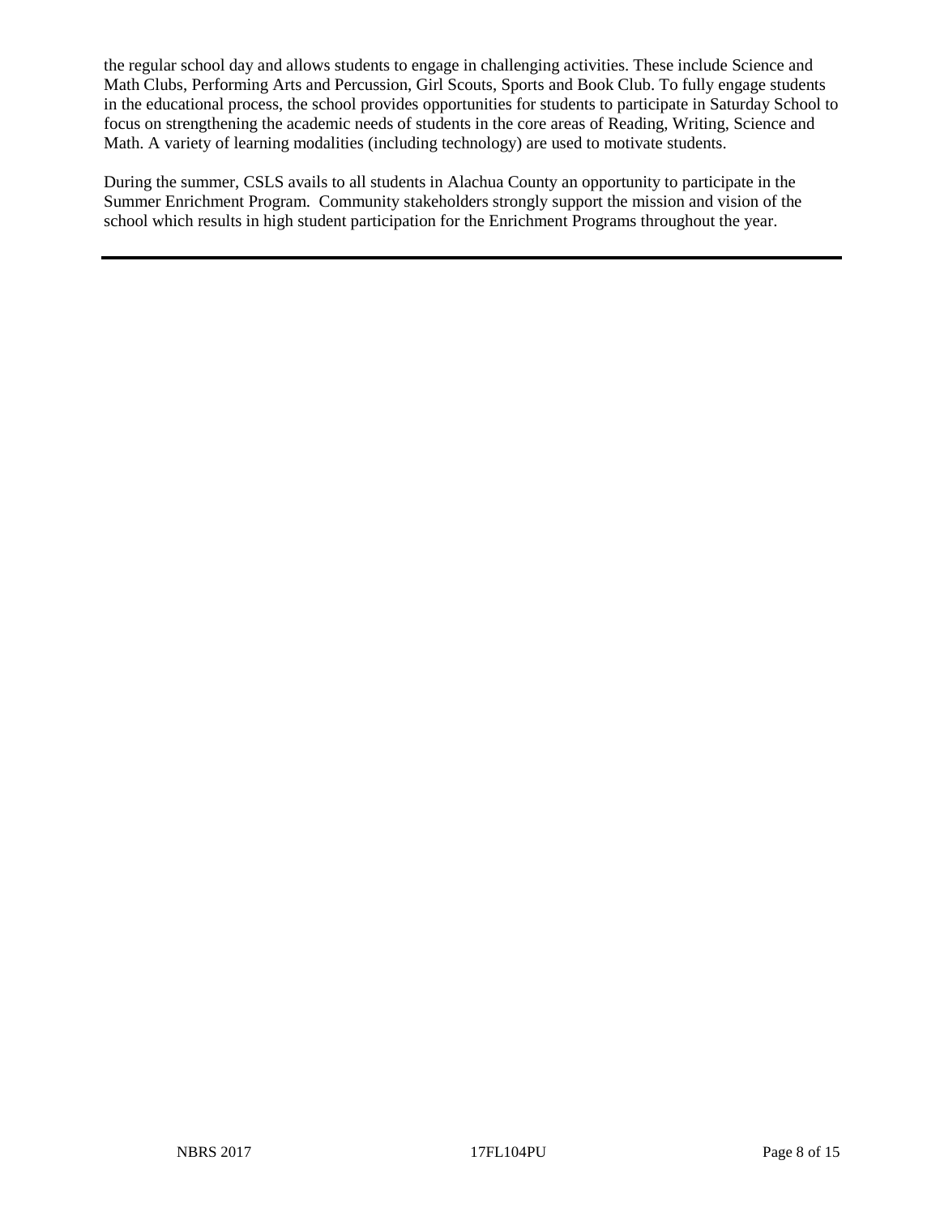the regular school day and allows students to engage in challenging activities. These include Science and Math Clubs, Performing Arts and Percussion, Girl Scouts, Sports and Book Club. To fully engage students in the educational process, the school provides opportunities for students to participate in Saturday School to focus on strengthening the academic needs of students in the core areas of Reading, Writing, Science and Math. A variety of learning modalities (including technology) are used to motivate students.

During the summer, CSLS avails to all students in Alachua County an opportunity to participate in the Summer Enrichment Program. Community stakeholders strongly support the mission and vision of the school which results in high student participation for the Enrichment Programs throughout the year.

---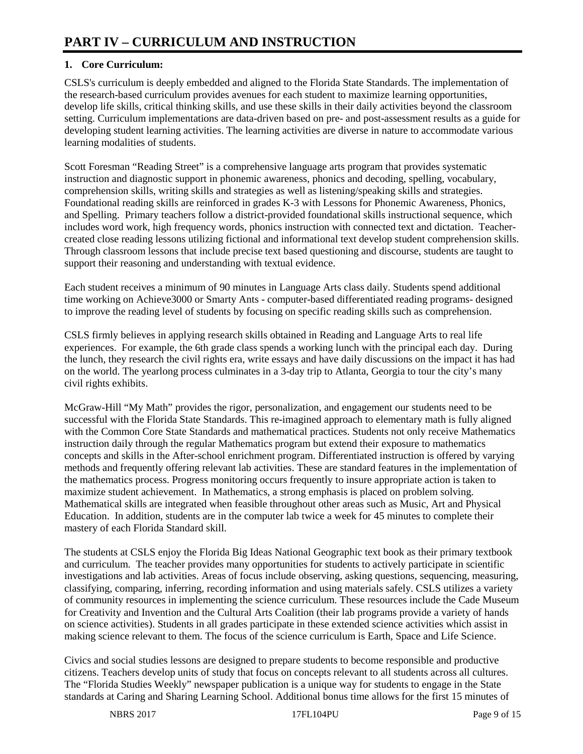# PART IV – CURRICULUM AND INSTRUCTION

## 1. Core Curriculum:

CSLS's curriculum is deeply embedded and aligned to the Florida State Standards. The implementation of the research-based curriculum provides avenues for each student to maximize learning opportunities, develop life skills, critical thinking skills, and use these skills in their daily activities beyond the classroom setting. Curriculum implementations are data-driven based on pre- and post-assessment results as a guide for developing student learning activities. The learning activities are diverse in nature to accommodate various learning modalities of students.

Scott Foresman "Reading Street" is a comprehensive language arts program that provides systematic instruction and diagnostic support in phonemic awareness, phonics and decoding, spelling, vocabulary, comprehension skills, writing skills and strategies as well as listening/speaking skills and strategies. Foundational reading skills are reinforced in grades K-3 with Lessons for Phonemic Awareness, Phonics, and Spelling. Primary teachers follow a district-provided foundational skills instructional sequence, which includes word work, high frequency words, phonics instruction with connected text and dictation. Teacher-created close reading lessons utilizing fictional and informational text develop student comprehension skills. Through classroom lessons that include precise text based questioning and discourse, students are taught to support their reasoning and understanding with textual evidence.

Each student receives a minimum of 90 minutes in Language Arts class daily. Students spend additional time working on Achieve3000 or Smarty Ants - computer-based differentiated reading programs- designed to improve the reading level of students by focusing on specific reading skills such as comprehension.

CSLS firmly believes in applying research skills obtained in Reading and Language Arts to real life experiences. For example, the 6th grade class spends a working lunch with the principal each day. During the lunch, they research the civil rights era, write essays and have daily discussions on the impact it has had on the world. The yearlong process culminates in a 3-day trip to Atlanta, Georgia to tour the city's many civil rights exhibits.

McGraw-Hill "My Math" provides the rigor, personalization, and engagement our students need to be successful with the Florida State Standards. This re-imagined approach to elementary math is fully aligned with the Common Core State Standards and mathematical practices. Students not only receive Mathematics instruction daily through the regular Mathematics program but extend their exposure to mathematics concepts and skills in the After-school enrichment program. Differentiated instruction is offered by varying methods and frequently offering relevant lab activities. These are standard features in the implementation of the mathematics process. Progress monitoring occurs frequently to insure appropriate action is taken to maximize student achievement. In Mathematics, a strong emphasis is placed on problem solving. Mathematical skills are integrated when feasible throughout other areas such as Music, Art and Physical Education. In addition, students are in the computer lab twice a week for 45 minutes to complete their mastery of each Florida Standard skill.

The students at CSLS enjoy the Florida Big Ideas National Geographic text book as their primary textbook and curriculum. The teacher provides many opportunities for students to actively participate in scientific investigations and lab activities. Areas of focus include observing, asking questions, sequencing, measuring, classifying, comparing, inferring, recording information and using materials safely. CSLS utilizes a variety of community resources in implementing the science curriculum. These resources include the Cade Museum for Creativity and Invention and the Cultural Arts Coalition (their lab programs provide a variety of hands on science activities). Students in all grades participate in these extended science activities which assist in making science relevant to them. The focus of the science curriculum is Earth, Space and Life Science.

Civics and social studies lessons are designed to prepare students to become responsible and productive citizens. Teachers develop units of study that focus on concepts relevant to all students across all cultures. The "Florida Studies Weekly" newspaper publication is a unique way for students to engage in the State standards at Caring and Sharing Learning School. Additional bonus time allows for the first 15 minutes of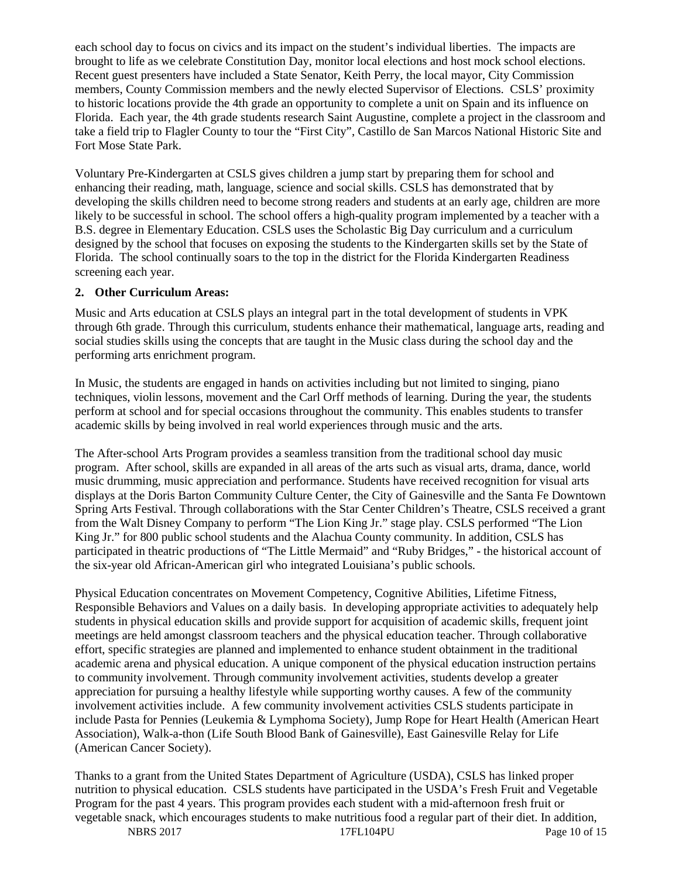each school day to focus on civics and its impact on the student's individual liberties. The impacts are brought to life as we celebrate Constitution Day, monitor local elections and host mock school elections. Recent guest presenters have included a State Senator, Keith Perry, the local mayor, City Commission members, County Commission members and the newly elected Supervisor of Elections. CSLS' proximity to historic locations provide the 4th grade an opportunity to complete a unit on Spain and its influence on Florida. Each year, the 4th grade students research Saint Augustine, complete a project in the classroom and take a field trip to Flagler County to tour the "First City", Castillo de San Marcos National Historic Site and Fort Mose State Park.

Voluntary Pre-Kindergarten at CSLS gives children a jump start by preparing them for school and enhancing their reading, math, language, science and social skills. CSLS has demonstrated that by developing the skills children need to become strong readers and students at an early age, children are more likely to be successful in school. The school offers a high-quality program implemented by a teacher with a B.S. degree in Elementary Education. CSLS uses the Scholastic Big Day curriculum and a curriculum designed by the school that focuses on exposing the students to the Kindergarten skills set by the State of Florida. The school continually soars to the top in the district for the Florida Kindergarten Readiness screening each year.

**2. Other Curriculum Areas:**

Music and Arts education at CSLS plays an integral part in the total development of students in VPK through 6th grade. Through this curriculum, students enhance their mathematical, language arts, reading and social studies skills using the concepts that are taught in the Music class during the school day and the performing arts enrichment program.

In Music, the students are engaged in hands on activities including but not limited to singing, piano techniques, violin lessons, movement and the Carl Orff methods of learning. During the year, the students perform at school and for special occasions throughout the community. This enables students to transfer academic skills by being involved in real world experiences through music and the arts.

The After-school Arts Program provides a seamless transition from the traditional school day music program. After school, skills are expanded in all areas of the arts such as visual arts, drama, dance, world music drumming, music appreciation and performance. Students have received recognition for visual arts displays at the Doris Barton Community Culture Center, the City of Gainesville and the Santa Fe Downtown Spring Arts Festival. Through collaborations with the Star Center Children's Theatre, CSLS received a grant from the Walt Disney Company to perform "The Lion King Jr." stage play. CSLS performed "The Lion King Jr." for 800 public school students and the Alachua County community. In addition, CSLS has participated in theatric productions of "The Little Mermaid" and "Ruby Bridges," - the historical account of the six-year old African-American girl who integrated Louisiana's public schools.

Physical Education concentrates on Movement Competency, Cognitive Abilities, Lifetime Fitness, Responsible Behaviors and Values on a daily basis. In developing appropriate activities to adequately help students in physical education skills and provide support for acquisition of academic skills, frequent joint meetings are held amongst classroom teachers and the physical education teacher. Through collaborative effort, specific strategies are planned and implemented to enhance student obtainment in the traditional academic arena and physical education. A unique component of the physical education instruction pertains to community involvement. Through community involvement activities, students develop a greater appreciation for pursuing a healthy lifestyle while supporting worthy causes. A few of the community involvement activities include. A few community involvement activities CSLS students participate in include Pasta for Pennies (Leukemia & Lymphoma Society), Jump Rope for Heart Health (American Heart Association), Walk-a-thon (Life South Blood Bank of Gainesville), East Gainesville Relay for Life (American Cancer Society).

Thanks to a grant from the United States Department of Agriculture (USDA), CSLS has linked proper nutrition to physical education. CSLS students have participated in the USDA's Fresh Fruit and Vegetable Program for the past 4 years. This program provides each student with a mid-afternoon fresh fruit or vegetable snack, which encourages students to make nutritious food a regular part of their diet. In addition,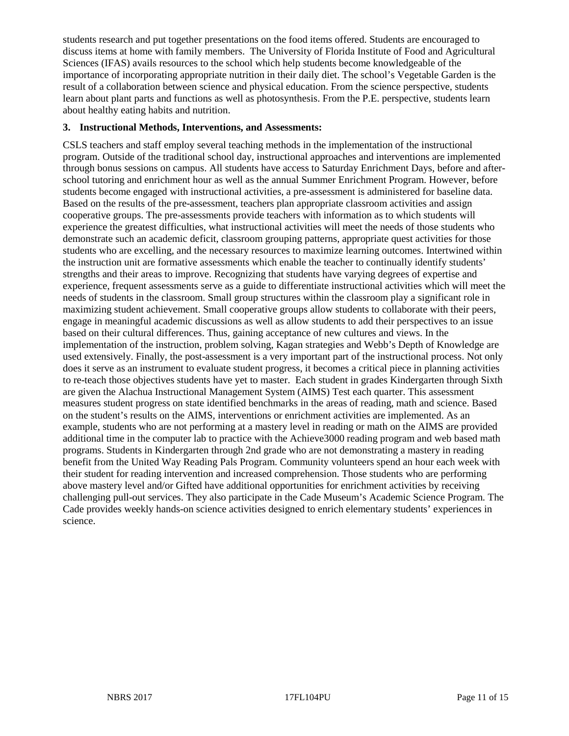students research and put together presentations on the food items offered. Students are encouraged to discuss items at home with family members. The University of Florida Institute of Food and Agricultural Sciences (IFAS) avails resources to the school which help students become knowledgeable of the importance of incorporating appropriate nutrition in their daily diet. The school's Vegetable Garden is the result of a collaboration between science and physical education. From the science perspective, students learn about plant parts and functions as well as photosynthesis. From the P.E. perspective, students learn about healthy eating habits and nutrition.

**3. Instructional Methods, Interventions, and Assessments:**

CSLS teachers and staff employ several teaching methods in the implementation of the instructional program. Outside of the traditional school day, instructional approaches and interventions are implemented through bonus sessions on campus. All students have access to Saturday Enrichment Days, before and after-school tutoring and enrichment hour as well as the annual Summer Enrichment Program. However, before students become engaged with instructional activities, a pre-assessment is administered for baseline data. Based on the results of the pre-assessment, teachers plan appropriate classroom activities and assign cooperative groups. The pre-assessments provide teachers with information as to which students will experience the greatest difficulties, what instructional activities will meet the needs of those students who demonstrate such an academic deficit, classroom grouping patterns, appropriate quest activities for those students who are excelling, and the necessary resources to maximize learning outcomes. Intertwined within the instruction unit are formative assessments which enable the teacher to continually identify students' strengths and their areas to improve. Recognizing that students have varying degrees of expertise and experience, frequent assessments serve as a guide to differentiate instructional activities which will meet the needs of students in the classroom. Small group structures within the classroom play a significant role in maximizing student achievement. Small cooperative groups allow students to collaborate with their peers, engage in meaningful academic discussions as well as allow students to add their perspectives to an issue based on their cultural differences. Thus, gaining acceptance of new cultures and views. In the implementation of the instruction, problem solving, Kagan strategies and Webb's Depth of Knowledge are used extensively. Finally, the post-assessment is a very important part of the instructional process. Not only does it serve as an instrument to evaluate student progress, it becomes a critical piece in planning activities to re-teach those objectives students have yet to master. Each student in grades Kindergarten through Sixth are given the Alachua Instructional Management System (AIMS) Test each quarter. This assessment measures student progress on state identified benchmarks in the areas of reading, math and science. Based on the student's results on the AIMS, interventions or enrichment activities are implemented. As an example, students who are not performing at a mastery level in reading or math on the AIMS are provided additional time in the computer lab to practice with the Achieve3000 reading program and web based math programs. Students in Kindergarten through 2nd grade who are not demonstrating a mastery in reading benefit from the United Way Reading Pals Program. Community volunteers spend an hour each week with their student for reading intervention and increased comprehension. Those students who are performing above mastery level and/or Gifted have additional opportunities for enrichment activities by receiving challenging pull-out services. They also participate in the Cade Museum's Academic Science Program. The Cade provides weekly hands-on science activities designed to enrich elementary students' experiences in science.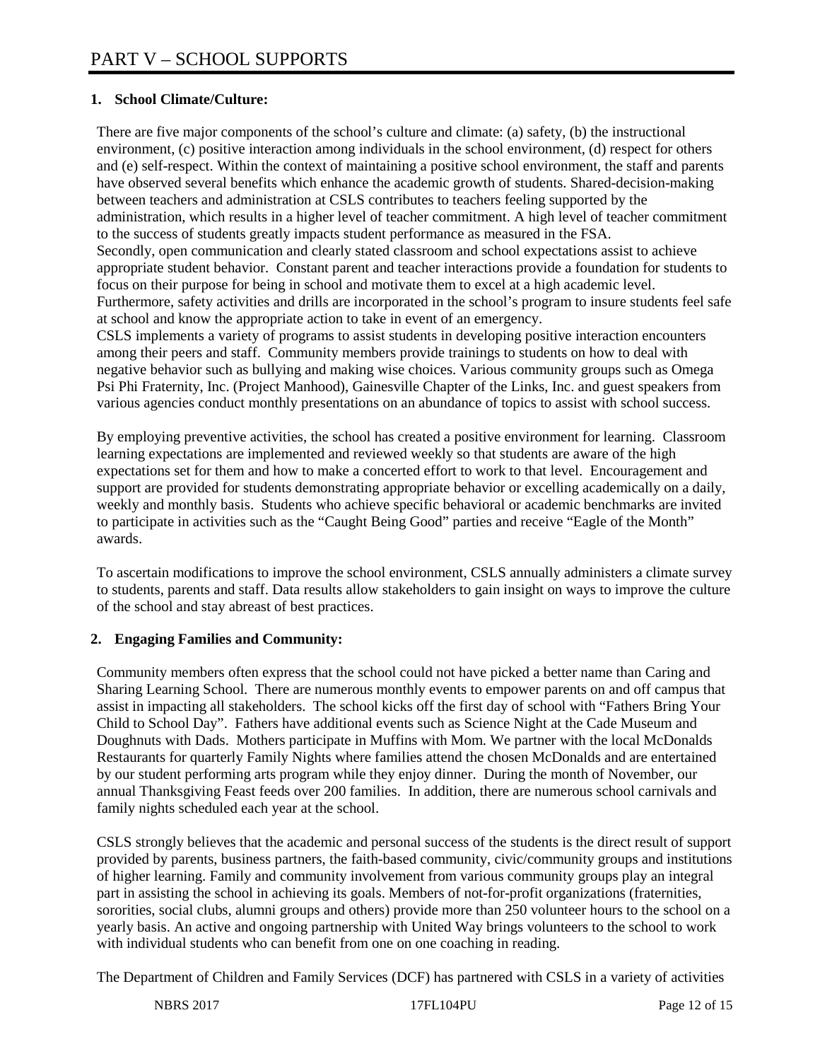# PART V – SCHOOL SUPPORTS

**1. School Climate/Culture:**

There are five major components of the school's culture and climate: (a) safety, (b) the instructional environment, (c) positive interaction among individuals in the school environment, (d) respect for others and (e) self-respect. Within the context of maintaining a positive school environment, the staff and parents have observed several benefits which enhance the academic growth of students. Shared-decision-making between teachers and administration at CSLS contributes to teachers feeling supported by the administration, which results in a higher level of teacher commitment. A high level of teacher commitment to the success of students greatly impacts student performance as measured in the FSA.
Secondly, open communication and clearly stated classroom and school expectations assist to achieve appropriate student behavior. Constant parent and teacher interactions provide a foundation for students to focus on their purpose for being in school and motivate them to excel at a high academic level.
Furthermore, safety activities and drills are incorporated in the school's program to insure students feel safe at school and know the appropriate action to take in event of an emergency.
CSLS implements a variety of programs to assist students in developing positive interaction encounters among their peers and staff. Community members provide trainings to students on how to deal with negative behavior such as bullying and making wise choices. Various community groups such as Omega Psi Phi Fraternity, Inc. (Project Manhood), Gainesville Chapter of the Links, Inc. and guest speakers from various agencies conduct monthly presentations on an abundance of topics to assist with school success.

By employing preventive activities, the school has created a positive environment for learning. Classroom learning expectations are implemented and reviewed weekly so that students are aware of the high expectations set for them and how to make a concerted effort to work to that level. Encouragement and support are provided for students demonstrating appropriate behavior or excelling academically on a daily, weekly and monthly basis. Students who achieve specific behavioral or academic benchmarks are invited to participate in activities such as the "Caught Being Good" parties and receive "Eagle of the Month" awards.

To ascertain modifications to improve the school environment, CSLS annually administers a climate survey to students, parents and staff. Data results allow stakeholders to gain insight on ways to improve the culture of the school and stay abreast of best practices.

**2. Engaging Families and Community:**

Community members often express that the school could not have picked a better name than Caring and Sharing Learning School. There are numerous monthly events to empower parents on and off campus that assist in impacting all stakeholders. The school kicks off the first day of school with "Fathers Bring Your Child to School Day". Fathers have additional events such as Science Night at the Cade Museum and Doughnuts with Dads. Mothers participate in Muffins with Mom. We partner with the local McDonalds Restaurants for quarterly Family Nights where families attend the chosen McDonalds and are entertained by our student performing arts program while they enjoy dinner. During the month of November, our annual Thanksgiving Feast feeds over 200 families. In addition, there are numerous school carnivals and family nights scheduled each year at the school.

CSLS strongly believes that the academic and personal success of the students is the direct result of support provided by parents, business partners, the faith-based community, civic/community groups and institutions of higher learning. Family and community involvement from various community groups play an integral part in assisting the school in achieving its goals. Members of not-for-profit organizations (fraternities, sororities, social clubs, alumni groups and others) provide more than 250 volunteer hours to the school on a yearly basis. An active and ongoing partnership with United Way brings volunteers to the school to work with individual students who can benefit from one on one coaching in reading.

The Department of Children and Family Services (DCF) has partnered with CSLS in a variety of activities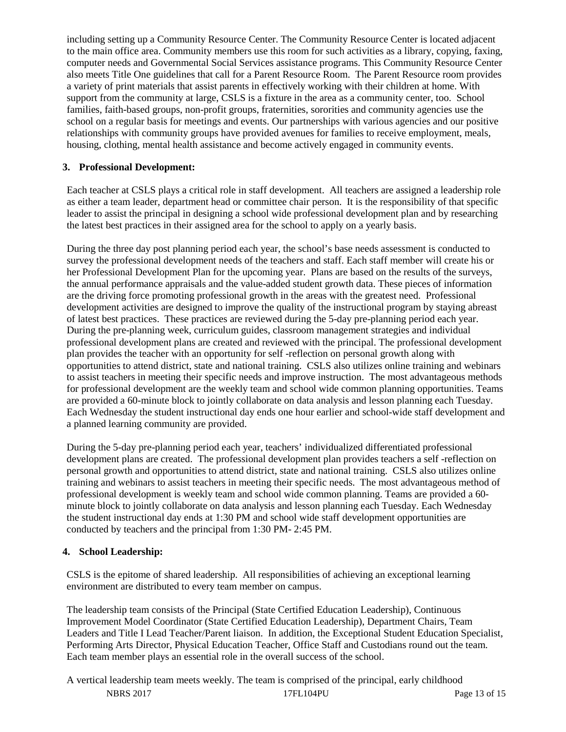including setting up a Community Resource Center. The Community Resource Center is located adjacent to the main office area. Community members use this room for such activities as a library, copying, faxing, computer needs and Governmental Social Services assistance programs. This Community Resource Center also meets Title One guidelines that call for a Parent Resource Room. The Parent Resource room provides a variety of print materials that assist parents in effectively working with their children at home. With support from the community at large, CSLS is a fixture in the area as a community center, too. School families, faith-based groups, non-profit groups, fraternities, sororities and community agencies use the school on a regular basis for meetings and events. Our partnerships with various agencies and our positive relationships with community groups have provided avenues for families to receive employment, meals, housing, clothing, mental health assistance and become actively engaged in community events.

**3. Professional Development:**

Each teacher at CSLS plays a critical role in staff development. All teachers are assigned a leadership role as either a team leader, department head or committee chair person. It is the responsibility of that specific leader to assist the principal in designing a school wide professional development plan and by researching the latest best practices in their assigned area for the school to apply on a yearly basis.

During the three day post planning period each year, the school's base needs assessment is conducted to survey the professional development needs of the teachers and staff. Each staff member will create his or her Professional Development Plan for the upcoming year. Plans are based on the results of the surveys, the annual performance appraisals and the value-added student growth data. These pieces of information are the driving force promoting professional growth in the areas with the greatest need. Professional development activities are designed to improve the quality of the instructional program by staying abreast of latest best practices. These practices are reviewed during the 5-day pre-planning period each year. During the pre-planning week, curriculum guides, classroom management strategies and individual professional development plans are created and reviewed with the principal. The professional development plan provides the teacher with an opportunity for self -reflection on personal growth along with opportunities to attend district, state and national training. CSLS also utilizes online training and webinars to assist teachers in meeting their specific needs and improve instruction. The most advantageous methods for professional development are the weekly team and school wide common planning opportunities. Teams are provided a 60-minute block to jointly collaborate on data analysis and lesson planning each Tuesday. Each Wednesday the student instructional day ends one hour earlier and school-wide staff development and a planned learning community are provided.

During the 5-day pre-planning period each year, teachers' individualized differentiated professional development plans are created. The professional development plan provides teachers a self -reflection on personal growth and opportunities to attend district, state and national training. CSLS also utilizes online training and webinars to assist teachers in meeting their specific needs. The most advantageous method of professional development is weekly team and school wide common planning. Teams are provided a 60-minute block to jointly collaborate on data analysis and lesson planning each Tuesday. Each Wednesday the student instructional day ends at 1:30 PM and school wide staff development opportunities are conducted by teachers and the principal from 1:30 PM- 2:45 PM.

**4. School Leadership:**

CSLS is the epitome of shared leadership. All responsibilities of achieving an exceptional learning environment are distributed to every team member on campus.

The leadership team consists of the Principal (State Certified Education Leadership), Continuous Improvement Model Coordinator (State Certified Education Leadership), Department Chairs, Team Leaders and Title I Lead Teacher/Parent liaison. In addition, the Exceptional Student Education Specialist, Performing Arts Director, Physical Education Teacher, Office Staff and Custodians round out the team. Each team member plays an essential role in the overall success of the school.

A vertical leadership team meets weekly. The team is comprised of the principal, early childhood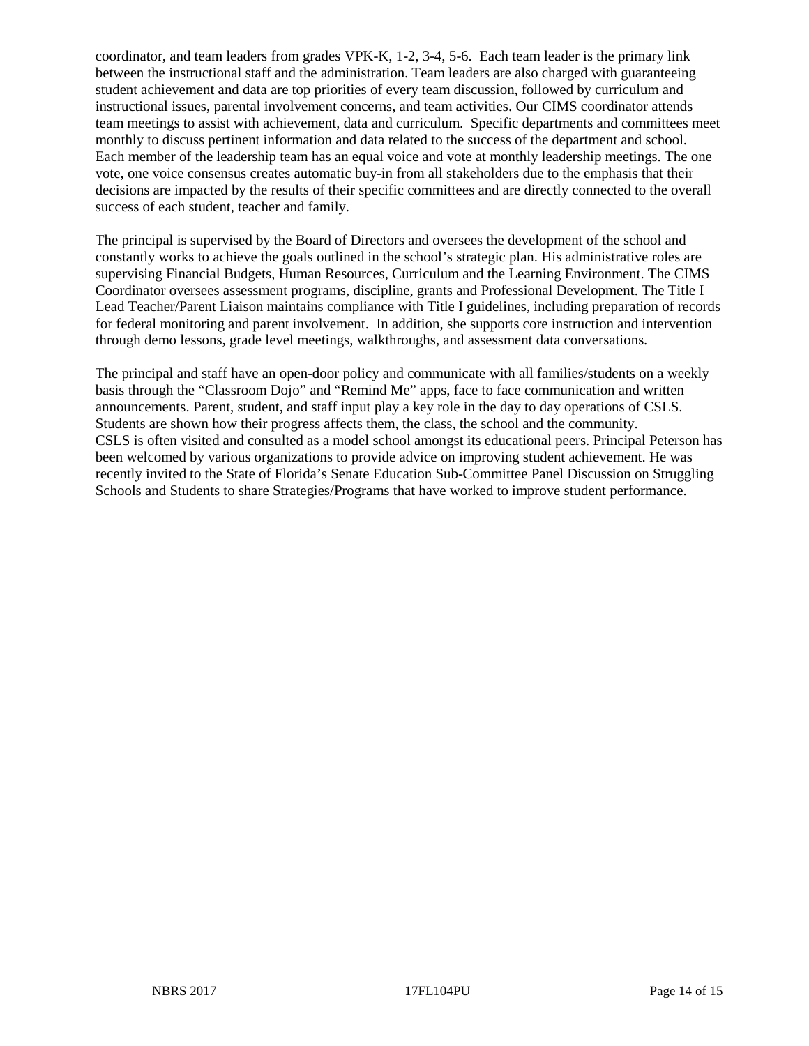coordinator, and team leaders from grades VPK-K, 1-2, 3-4, 5-6. Each team leader is the primary link between the instructional staff and the administration. Team leaders are also charged with guaranteeing student achievement and data are top priorities of every team discussion, followed by curriculum and instructional issues, parental involvement concerns, and team activities. Our CIMS coordinator attends team meetings to assist with achievement, data and curriculum. Specific departments and committees meet monthly to discuss pertinent information and data related to the success of the department and school. Each member of the leadership team has an equal voice and vote at monthly leadership meetings. The one vote, one voice consensus creates automatic buy-in from all stakeholders due to the emphasis that their decisions are impacted by the results of their specific committees and are directly connected to the overall success of each student, teacher and family.

The principal is supervised by the Board of Directors and oversees the development of the school and constantly works to achieve the goals outlined in the school's strategic plan. His administrative roles are supervising Financial Budgets, Human Resources, Curriculum and the Learning Environment. The CIMS Coordinator oversees assessment programs, discipline, grants and Professional Development. The Title I Lead Teacher/Parent Liaison maintains compliance with Title I guidelines, including preparation of records for federal monitoring and parent involvement. In addition, she supports core instruction and intervention through demo lessons, grade level meetings, walkthroughs, and assessment data conversations.

The principal and staff have an open-door policy and communicate with all families/students on a weekly basis through the "Classroom Dojo" and "Remind Me" apps, face to face communication and written announcements. Parent, student, and staff input play a key role in the day to day operations of CSLS. Students are shown how their progress affects them, the class, the school and the community.
CSLS is often visited and consulted as a model school amongst its educational peers. Principal Peterson has been welcomed by various organizations to provide advice on improving student achievement. He was recently invited to the State of Florida's Senate Education Sub-Committee Panel Discussion on Struggling Schools and Students to share Strategies/Programs that have worked to improve student performance.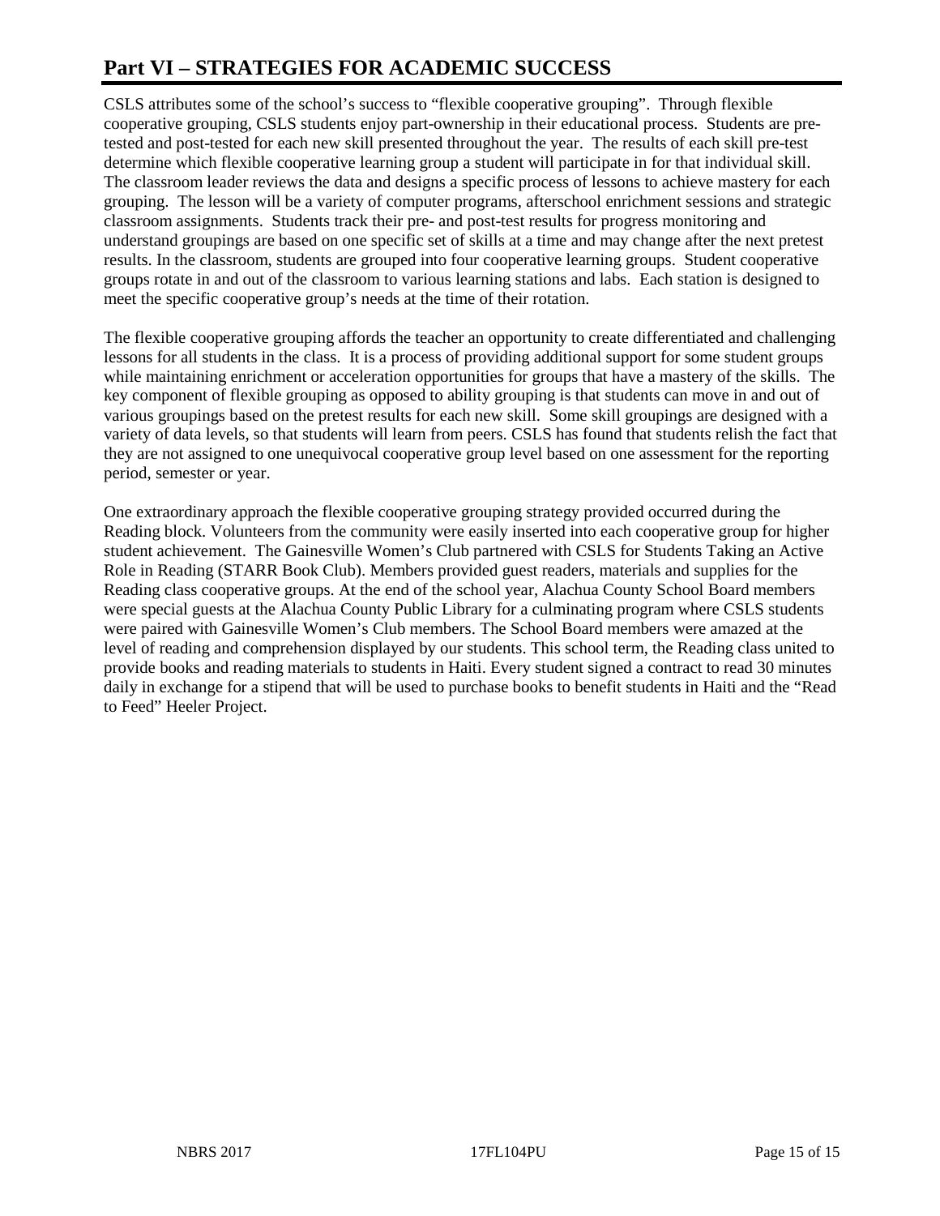# Part VI – STRATEGIES FOR ACADEMIC SUCCESS

CSLS attributes some of the school's success to "flexible cooperative grouping". Through flexible cooperative grouping, CSLS students enjoy part-ownership in their educational process. Students are pre-tested and post-tested for each new skill presented throughout the year. The results of each skill pre-test determine which flexible cooperative learning group a student will participate in for that individual skill. The classroom leader reviews the data and designs a specific process of lessons to achieve mastery for each grouping. The lesson will be a variety of computer programs, afterschool enrichment sessions and strategic classroom assignments. Students track their pre- and post-test results for progress monitoring and understand groupings are based on one specific set of skills at a time and may change after the next pretest results. In the classroom, students are grouped into four cooperative learning groups. Student cooperative groups rotate in and out of the classroom to various learning stations and labs. Each station is designed to meet the specific cooperative group's needs at the time of their rotation.

The flexible cooperative grouping affords the teacher an opportunity to create differentiated and challenging lessons for all students in the class. It is a process of providing additional support for some student groups while maintaining enrichment or acceleration opportunities for groups that have a mastery of the skills. The key component of flexible grouping as opposed to ability grouping is that students can move in and out of various groupings based on the pretest results for each new skill. Some skill groupings are designed with a variety of data levels, so that students will learn from peers. CSLS has found that students relish the fact that they are not assigned to one unequivocal cooperative group level based on one assessment for the reporting period, semester or year.

One extraordinary approach the flexible cooperative grouping strategy provided occurred during the Reading block. Volunteers from the community were easily inserted into each cooperative group for higher student achievement. The Gainesville Women's Club partnered with CSLS for Students Taking an Active Role in Reading (STARR Book Club). Members provided guest readers, materials and supplies for the Reading class cooperative groups. At the end of the school year, Alachua County School Board members were special guests at the Alachua County Public Library for a culminating program where CSLS students were paired with Gainesville Women's Club members. The School Board members were amazed at the level of reading and comprehension displayed by our students. This school term, the Reading class united to provide books and reading materials to students in Haiti. Every student signed a contract to read 30 minutes daily in exchange for a stipend that will be used to purchase books to benefit students in Haiti and the "Read to Feed" Heeler Project.